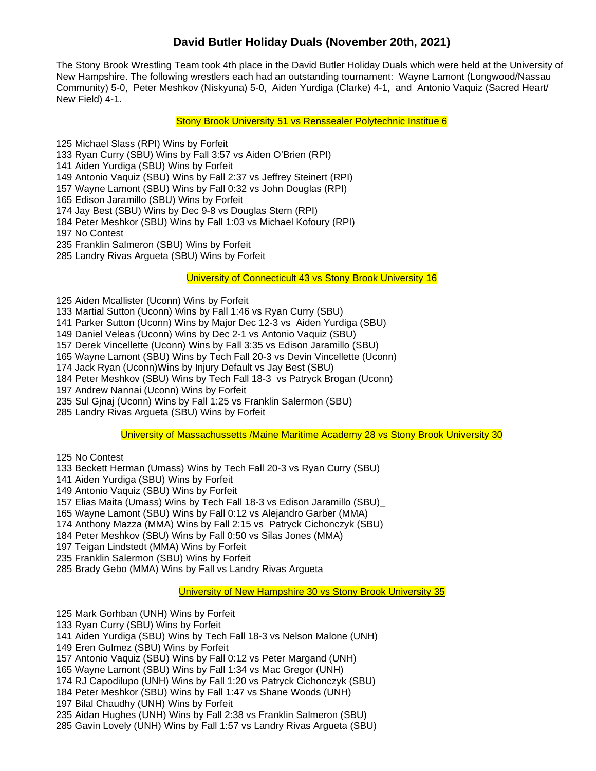# David Butler Holiday Duals (November 20th, 2021)

The Stony Brook Wrestling Team took 4th place in the David Butler Holiday Duals which were held at the University of New Hampshire. The following wrestlers each had an outstanding tournament: Wayne Lamont (Longwood/Nassau Community) 5-0, Peter Meshkov (Niskyuna) 5-0, Aiden Yurdiga (Clarke) 4-1, and Antonio Vaquiz (Sacred Heart/ New Field) 4-1.

### Stony Brook University 51 vs Renssealer Polytechnic Institue 6

125 Michael Slass (RPI) Wins by Forfeit
133 Ryan Curry (SBU) Wins by Fall 3:57 vs Aiden O'Brien (RPI)
141 Aiden Yurdiga (SBU) Wins by Forfeit
149 Antonio Vaquiz (SBU) Wins by Fall 2:37 vs Jeffrey Steinert (RPI)
157 Wayne Lamont (SBU) Wins by Fall 0:32 vs John Douglas (RPI)
165 Edison Jaramillo (SBU) Wins by Forfeit
174 Jay Best (SBU) Wins by Dec 9-8 vs Douglas Stern (RPI)
184 Peter Meshkor (SBU) Wins by Fall 1:03 vs Michael Kofoury (RPI)
197 No Contest
235 Franklin Salmeron (SBU) Wins by Forfeit
285 Landry Rivas Argueta (SBU) Wins by Forfeit

### University of Connecticult 43 vs Stony Brook University 16

125 Aiden Mcallister (Uconn) Wins by Forfeit
133 Martial Sutton (Uconn) Wins by Fall 1:46 vs Ryan Curry (SBU)
141 Parker Sutton (Uconn) Wins by Major Dec 12-3 vs Aiden Yurdiga (SBU)
149 Daniel Veleas (Uconn) Wins by Dec 2-1 vs Antonio Vaquiz (SBU)
157 Derek Vincellette (Uconn) Wins by Fall 3:35 vs Edison Jaramillo (SBU)
165 Wayne Lamont (SBU) Wins by Tech Fall 20-3 vs Devin Vincellette (Uconn)
174 Jack Ryan (Uconn)Wins by Injury Default vs Jay Best (SBU)
184 Peter Meshkov (SBU) Wins by Tech Fall 18-3 vs Patryck Brogan (Uconn)
197 Andrew Nannai (Uconn) Wins by Forfeit
235 Sul Gjnaj (Uconn) Wins by Fall 1:25 vs Franklin Salermon (SBU)
285 Landry Rivas Argueta (SBU) Wins by Forfeit

### University of Massachussetts /Maine Maritime Academy 28 vs Stony Brook University 30

125 No Contest
133 Beckett Herman (Umass) Wins by Tech Fall 20-3 vs Ryan Curry (SBU)
141 Aiden Yurdiga (SBU) Wins by Forfeit
149 Antonio Vaquiz (SBU) Wins by Forfeit
157 Elias Maita (Umass) Wins by Tech Fall 18-3 vs Edison Jaramillo (SBU)_
165 Wayne Lamont (SBU) Wins by Fall 0:12 vs Alejandro Garber (MMA)
174 Anthony Mazza (MMA) Wins by Fall 2:15 vs Patryck Cichonczyk (SBU)
184 Peter Meshkov (SBU) Wins by Fall 0:50 vs Silas Jones (MMA)
197 Teigan Lindstedt (MMA) Wins by Forfeit
235 Franklin Salermon (SBU) Wins by Forfeit
285 Brady Gebo (MMA) Wins by Fall vs Landry Rivas Argueta

### University of New Hampshire 30 vs Stony Brook University 35

125 Mark Gorhban (UNH) Wins by Forfeit
133 Ryan Curry (SBU) Wins by Forfeit
141 Aiden Yurdiga (SBU) Wins by Tech Fall 18-3 vs Nelson Malone (UNH)
149 Eren Gulmez (SBU) Wins by Forfeit
157 Antonio Vaquiz (SBU) Wins by Fall 0:12 vs Peter Margand (UNH)
165 Wayne Lamont (SBU) Wins by Fall 1:34 vs Mac Gregor (UNH)
174 RJ Capodilupo (UNH) Wins by Fall 1:20 vs Patryck Cichonczyk (SBU)
184 Peter Meshkor (SBU) Wins by Fall 1:47 vs Shane Woods (UNH)
197 Bilal Chaudhy (UNH) Wins by Forfeit
235 Aidan Hughes (UNH) Wins by Fall 2:38 vs Franklin Salmeron (SBU)
285 Gavin Lovely (UNH) Wins by Fall 1:57 vs Landry Rivas Argueta (SBU)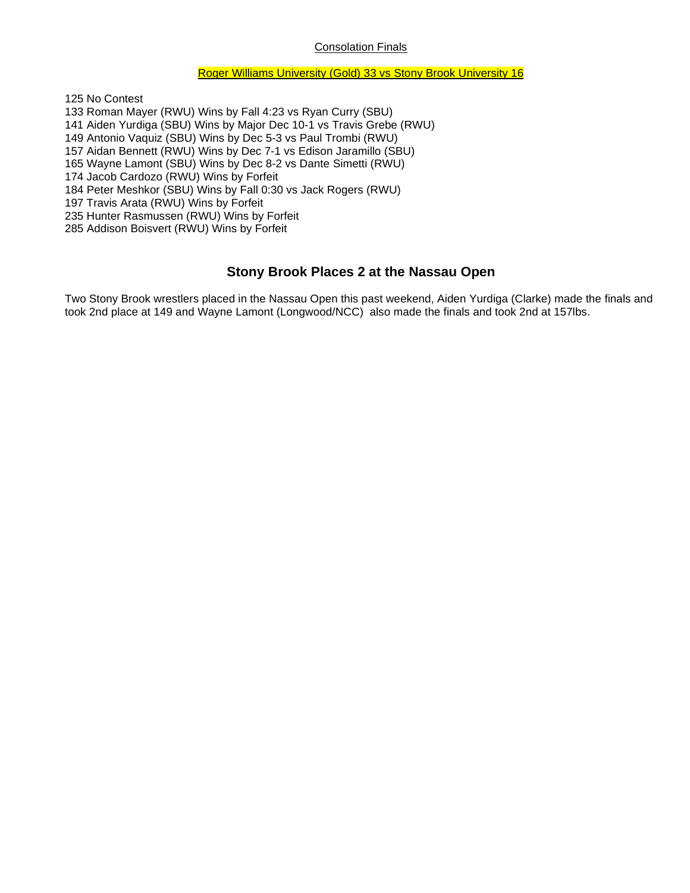Consolation Finals

Roger Williams University (Gold) 33 vs Stony Brook University 16

125 No Contest
133 Roman Mayer (RWU) Wins by Fall 4:23 vs Ryan Curry (SBU)
141 Aiden Yurdiga (SBU) Wins by Major Dec 10-1 vs Travis Grebe (RWU)
149 Antonio Vaquiz (SBU) Wins by Dec 5-3 vs Paul Trombi (RWU)
157 Aidan Bennett (RWU) Wins by Dec 7-1 vs Edison Jaramillo (SBU)
165 Wayne Lamont (SBU) Wins by Dec 8-2 vs Dante Simetti (RWU)
174 Jacob Cardozo (RWU) Wins by Forfeit
184 Peter Meshkor (SBU) Wins by Fall 0:30 vs Jack Rogers (RWU)
197 Travis Arata (RWU) Wins by Forfeit
235 Hunter Rasmussen (RWU) Wins by Forfeit
285 Addison Boisvert (RWU) Wins by Forfeit

## Stony Brook Places 2 at the Nassau Open

Two Stony Brook wrestlers placed in the Nassau Open this past weekend, Aiden Yurdiga (Clarke) made the finals and took 2nd place at 149 and Wayne Lamont (Longwood/NCC) also made the finals and took 2nd at 157lbs.